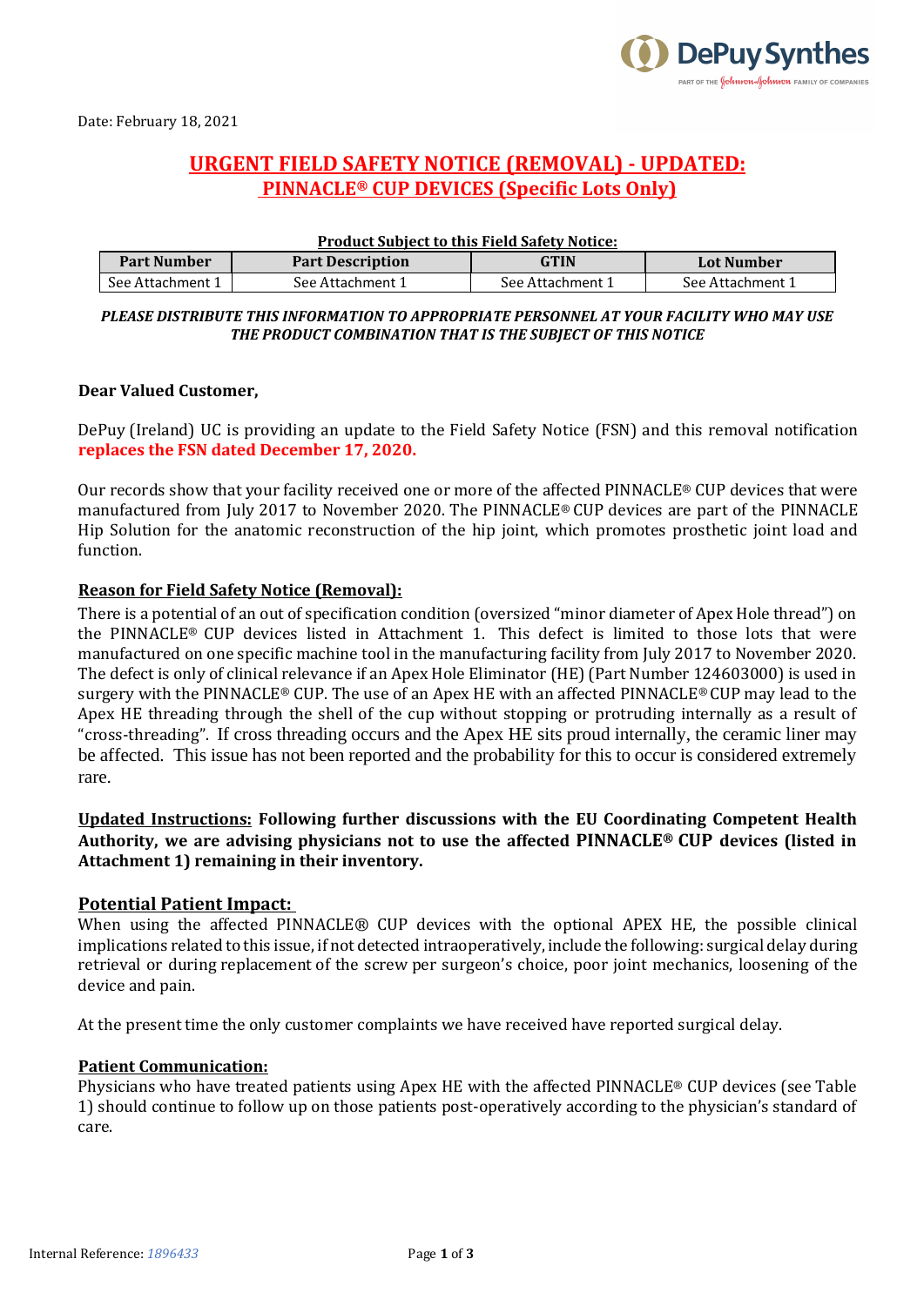Date: February 18, 2021

# URGENT FIELD SAFETY NOTICE (REMOVAL) - UPDATED:
## PINNACLE® CUP DEVICES (Specific Lots Only)

**Product Subject to this Field Safety Notice:**

| Part Number | Part Description | GTIN | Lot Number |
|---|---|---|---|
| See Attachment 1 | See Attachment 1 | See Attachment 1 | See Attachment 1 |

***PLEASE DISTRIBUTE THIS INFORMATION TO APPROPRIATE PERSONNEL AT YOUR FACILITY WHO MAY USE THE PRODUCT COMBINATION THAT IS THE SUBJECT OF THIS NOTICE***

**Dear Valued Customer,**

DePuy (Ireland) UC is providing an update to the Field Safety Notice (FSN) and this removal notification **replaces the FSN dated December 17, 2020.**

Our records show that your facility received one or more of the affected PINNACLE® CUP devices that were manufactured from July 2017 to November 2020. The PINNACLE® CUP devices are part of the PINNACLE Hip Solution for the anatomic reconstruction of the hip joint, which promotes prosthetic joint load and function.

**Reason for Field Safety Notice (Removal):**

There is a potential of an out of specification condition (oversized "minor diameter of Apex Hole thread") on the PINNACLE® CUP devices listed in Attachment 1. This defect is limited to those lots that were manufactured on one specific machine tool in the manufacturing facility from July 2017 to November 2020. The defect is only of clinical relevance if an Apex Hole Eliminator (HE) (Part Number 124603000) is used in surgery with the PINNACLE® CUP. The use of an Apex HE with an affected PINNACLE® CUP may lead to the Apex HE threading through the shell of the cup without stopping or protruding internally as a result of "cross-threading". If cross threading occurs and the Apex HE sits proud internally, the ceramic liner may be affected. This issue has not been reported and the probability for this to occur is considered extremely rare.

**Updated Instructions: Following further discussions with the EU Coordinating Competent Health Authority, we are advising physicians not to use the affected PINNACLE® CUP devices (listed in Attachment 1) remaining in their inventory.**

**Potential Patient Impact:**

When using the affected PINNACLE® CUP devices with the optional APEX HE, the possible clinical implications related to this issue, if not detected intraoperatively, include the following: surgical delay during retrieval or during replacement of the screw per surgeon's choice, poor joint mechanics, loosening of the device and pain.

At the present time the only customer complaints we have received have reported surgical delay.

**Patient Communication:**

Physicians who have treated patients using Apex HE with the affected PINNACLE® CUP devices (see Table 1) should continue to follow up on those patients post-operatively according to the physician's standard of care.

Internal Reference: *1896433*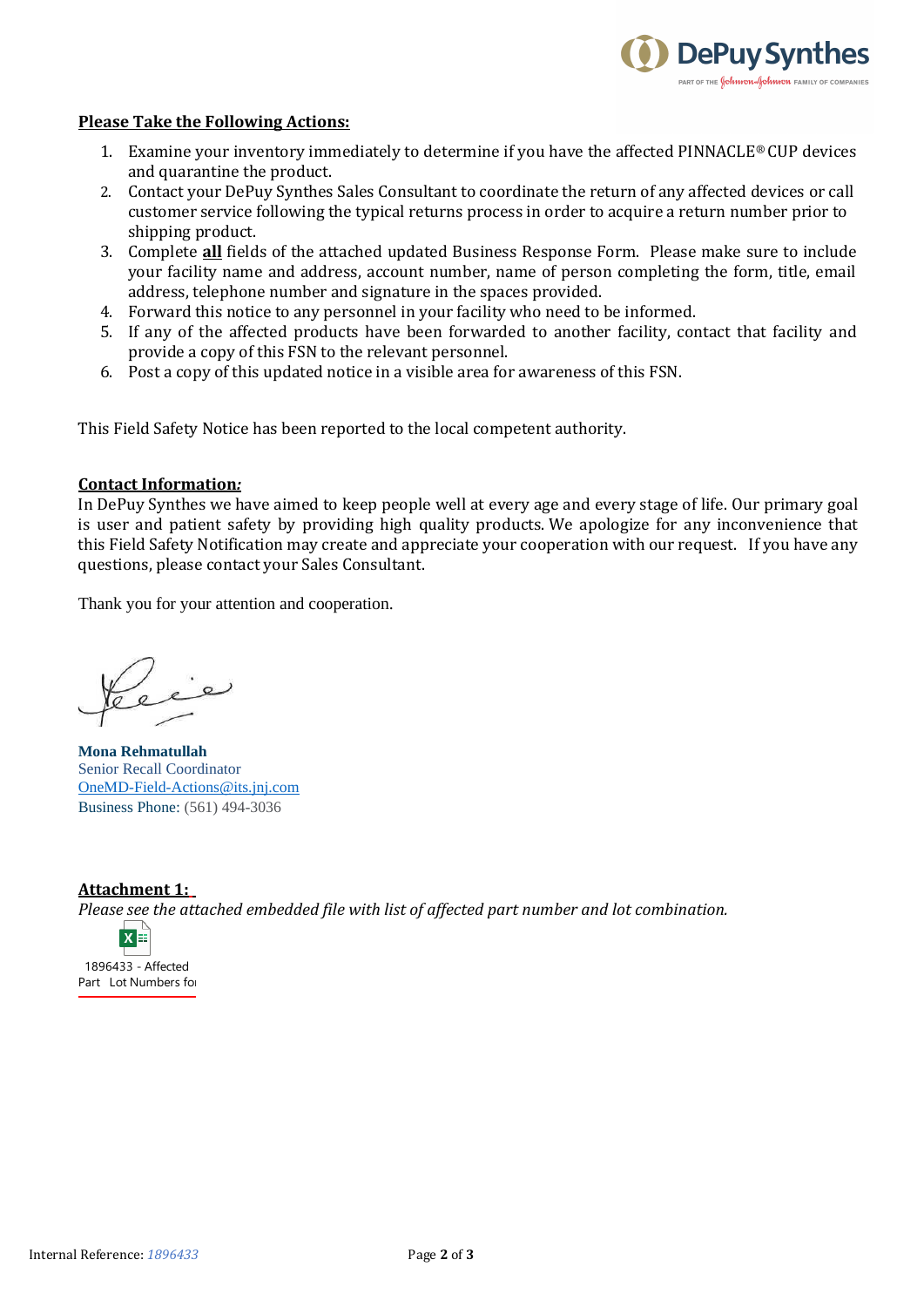**Please Take the Following Actions:**

1. Examine your inventory immediately to determine if you have the affected PINNACLE® CUP devices and quarantine the product.
2. Contact your DePuy Synthes Sales Consultant to coordinate the return of any affected devices or call customer service following the typical returns process in order to acquire a return number prior to shipping product.
3. Complete **all** fields of the attached updated Business Response Form. Please make sure to include your facility name and address, account number, name of person completing the form, title, email address, telephone number and signature in the spaces provided.
4. Forward this notice to any personnel in your facility who need to be informed.
5. If any of the affected products have been forwarded to another facility, contact that facility and provide a copy of this FSN to the relevant personnel.
6. Post a copy of this updated notice in a visible area for awareness of this FSN.

This Field Safety Notice has been reported to the local competent authority.

**Contact Information:**

In DePuy Synthes we have aimed to keep people well at every age and every stage of life. Our primary goal is user and patient safety by providing high quality products. We apologize for any inconvenience that this Field Safety Notification may create and appreciate your cooperation with our request. If you have any questions, please contact your Sales Consultant.

Thank you for your attention and cooperation.

**Mona Rehmatullah**
Senior Recall Coordinator
OneMD-Field-Actions@its.jnj.com
Business Phone: (561) 494-3036

**Attachment 1:**

*Please see the attached embedded file with list of affected part number and lot combination.*

1896433 - Affected Part Lot Numbers fo

Internal Reference: *1896433*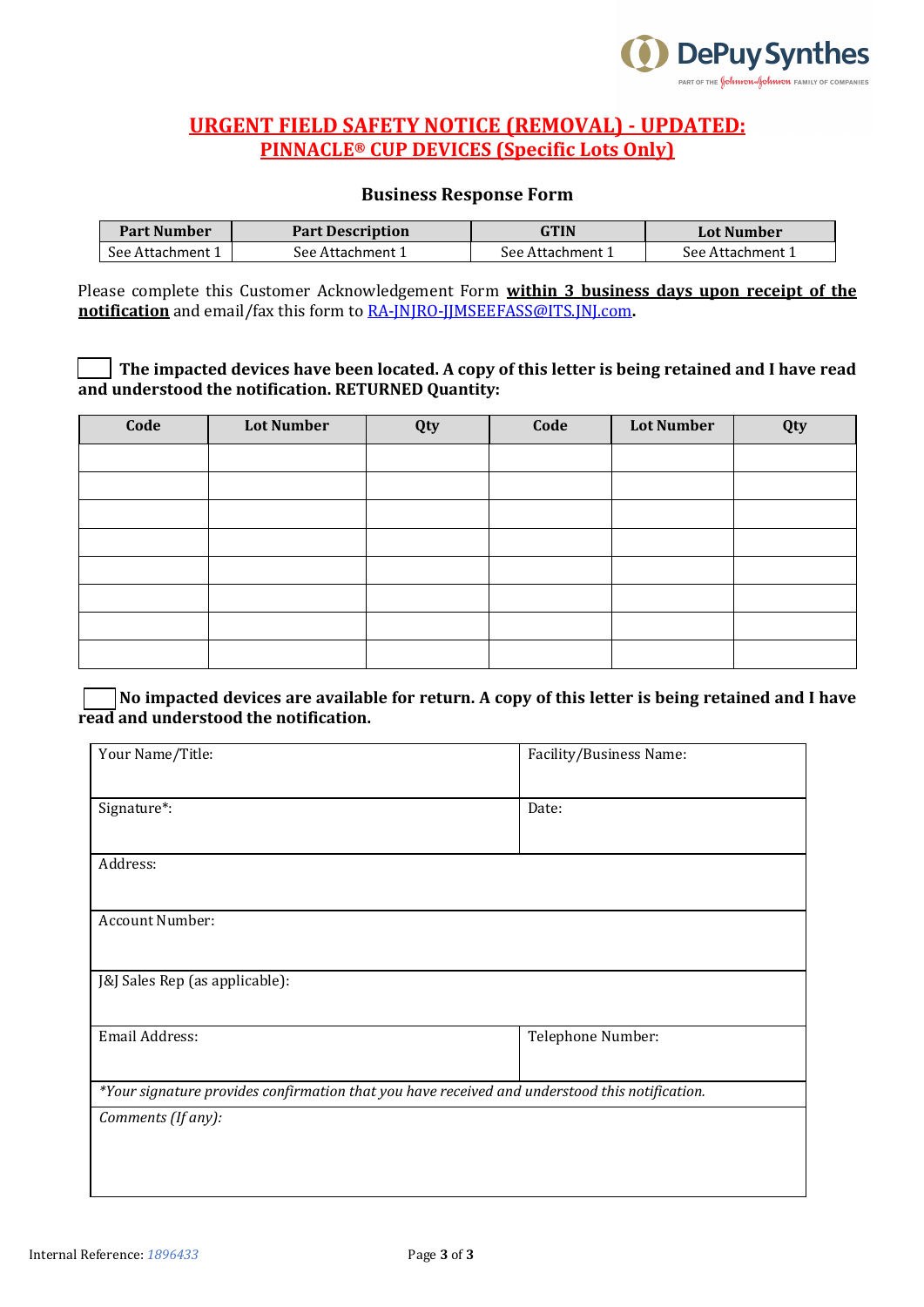# URGENT FIELD SAFETY NOTICE (REMOVAL) - UPDATED: PINNACLE® CUP DEVICES (Specific Lots Only)

## Business Response Form

| Part Number | Part Description | GTIN | Lot Number |
|---|---|---|---|
| See Attachment 1 | See Attachment 1 | See Attachment 1 | See Attachment 1 |

Please complete this Customer Acknowledgement Form **within 3 business days upon receipt of the notification** and email/fax this form to RA-JNJRO-JJMSEEFASS@ITS.JNJ.com.

☐ **The impacted devices have been located. A copy of this letter is being retained and I have read and understood the notification. RETURNED Quantity:**

| Code | Lot Number | Qty | Code | Lot Number | Qty |
|---|---|---|---|---|---|
| | | | | | |
| | | | | | |
| | | | | | |
| | | | | | |
| | | | | | |
| | | | | | |
| | | | | | |
| | | | | | |

☐ **No impacted devices are available for return. A copy of this letter is being retained and I have read and understood the notification.**

| | |
|---|---|
| Your Name/Title: | Facility/Business Name: |
| Signature*: | Date: |
| Address: | |
| Account Number: | |
| J&J Sales Rep (as applicable): | |
| Email Address: | Telephone Number: |
| *\*Your signature provides confirmation that you have received and understood this notification.* | |
| *Comments (If any):* | |

Internal Reference: *1896433*